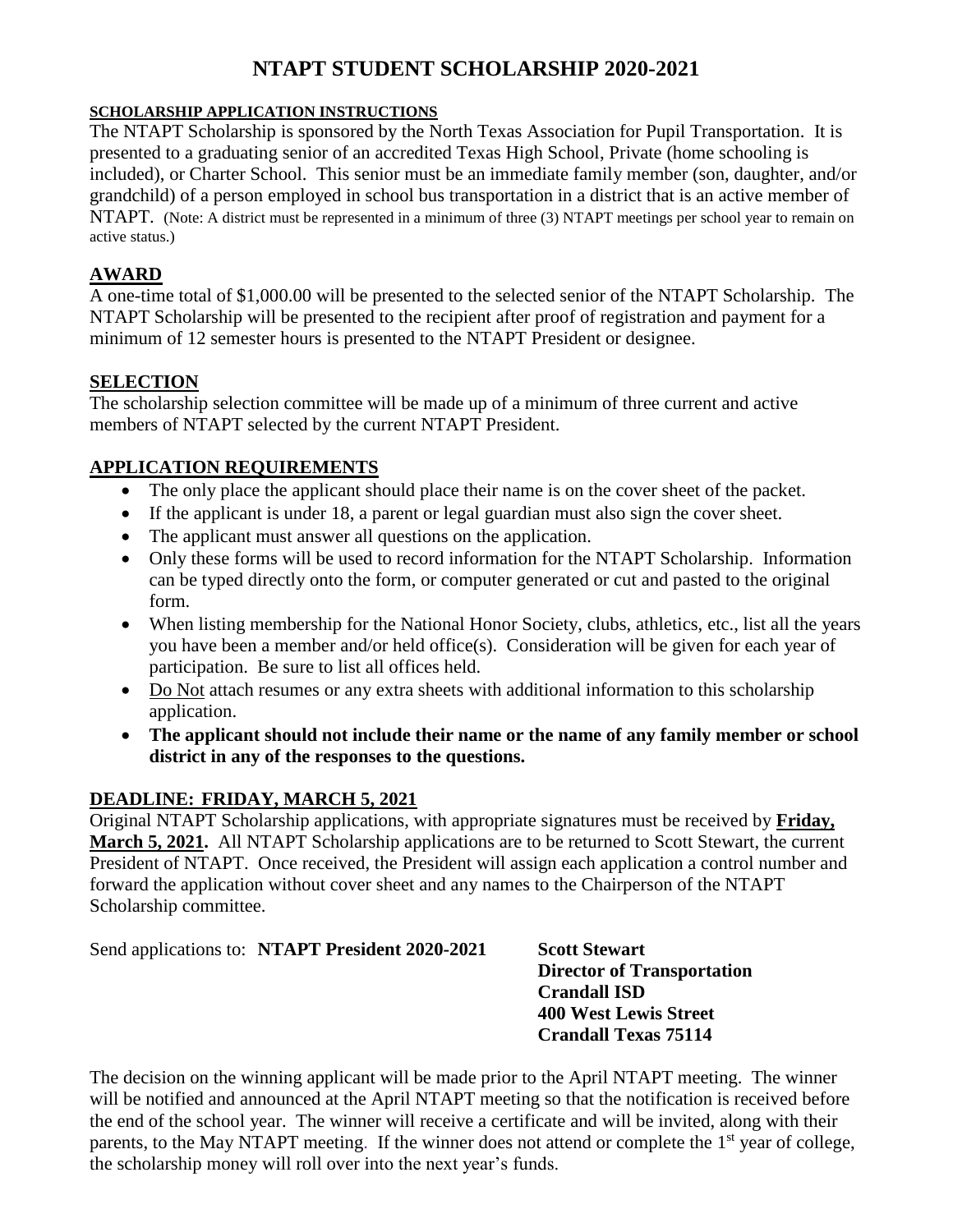# NTAPT STUDENT SCHOLARSHIP 2020-2021

**SCHOLARSHIP APPLICATION INSTRUCTIONS**

The NTAPT Scholarship is sponsored by the North Texas Association for Pupil Transportation. It is presented to a graduating senior of an accredited Texas High School, Private (home schooling is included), or Charter School. This senior must be an immediate family member (son, daughter, and/or grandchild) of a person employed in school bus transportation in a district that is an active member of NTAPT. (Note: A district must be represented in a minimum of three (3) NTAPT meetings per school year to remain on active status.)

## AWARD

A one-time total of $1,000.00 will be presented to the selected senior of the NTAPT Scholarship. The NTAPT Scholarship will be presented to the recipient after proof of registration and payment for a minimum of 12 semester hours is presented to the NTAPT President or designee.

## SELECTION

The scholarship selection committee will be made up of a minimum of three current and active members of NTAPT selected by the current NTAPT President.

## APPLICATION REQUIREMENTS

- The only place the applicant should place their name is on the cover sheet of the packet.
- If the applicant is under 18, a parent or legal guardian must also sign the cover sheet.
- The applicant must answer all questions on the application.
- Only these forms will be used to record information for the NTAPT Scholarship. Information can be typed directly onto the form, or computer generated or cut and pasted to the original form.
- When listing membership for the National Honor Society, clubs, athletics, etc., list all the years you have been a member and/or held office(s). Consideration will be given for each year of participation. Be sure to list all offices held.
- Do Not attach resumes or any extra sheets with additional information to this scholarship application.
- **The applicant should not include their name or the name of any family member or school district in any of the responses to the questions.**

## DEADLINE: FRIDAY, MARCH 5, 2021

Original NTAPT Scholarship applications, with appropriate signatures must be received by **Friday, March 5, 2021.** All NTAPT Scholarship applications are to be returned to Scott Stewart, the current President of NTAPT. Once received, the President will assign each application a control number and forward the application without cover sheet and any names to the Chairperson of the NTAPT Scholarship committee.

Send applications to: **NTAPT President 2020-2021**

**Scott Stewart**
**Director of Transportation**
**Crandall ISD**
**400 West Lewis Street**
**Crandall Texas 75114**

The decision on the winning applicant will be made prior to the April NTAPT meeting. The winner will be notified and announced at the April NTAPT meeting so that the notification is received before the end of the school year. The winner will receive a certificate and will be invited, along with their parents, to the May NTAPT meeting. If the winner does not attend or complete the 1st year of college, the scholarship money will roll over into the next year's funds.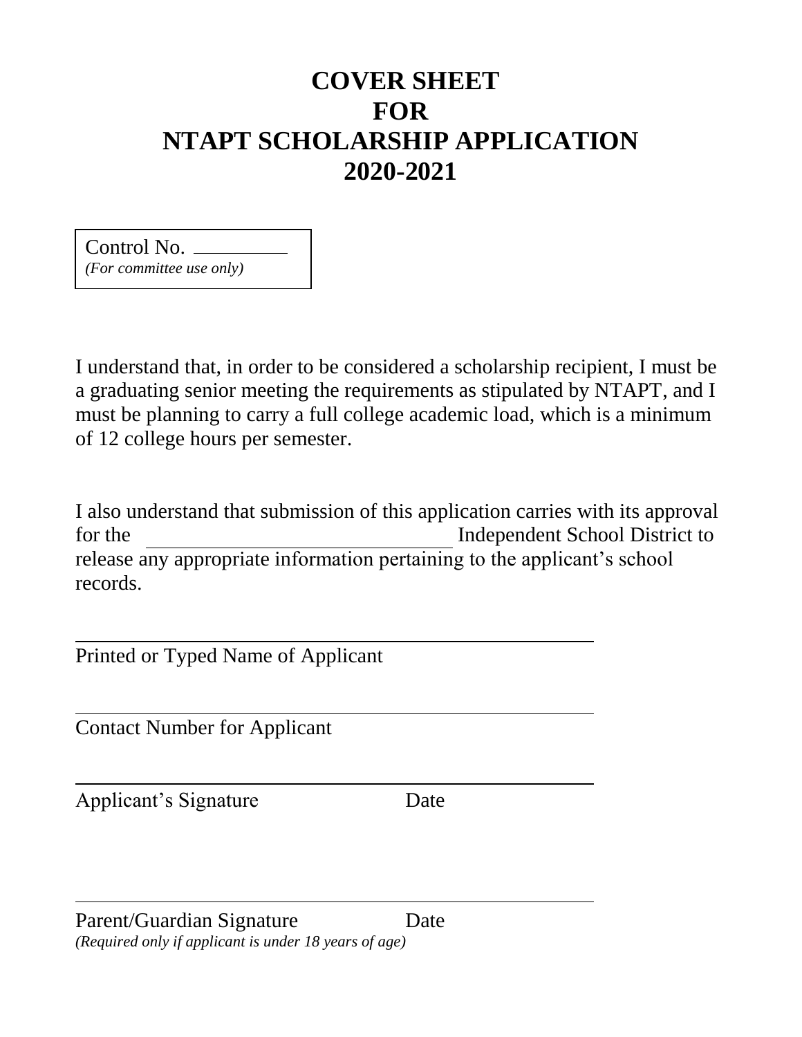# COVER SHEET
# FOR
# NTAPT SCHOLARSHIP APPLICATION
# 2020-2021

Control No. __________
*(For committee use only)*

I understand that, in order to be considered a scholarship recipient, I must be a graduating senior meeting the requirements as stipulated by NTAPT, and I must be planning to carry a full college academic load, which is a minimum of 12 college hours per semester.

I also understand that submission of this application carries with its approval for the ______________________________ Independent School District to release any appropriate information pertaining to the applicant's school records.

______________________________________________
Printed or Typed Name of Applicant

______________________________________________
Contact Number for Applicant

______________________________________________
Applicant's Signature                    Date

______________________________________________
Parent/Guardian Signature                    Date
*(Required only if applicant is under 18 years of age)*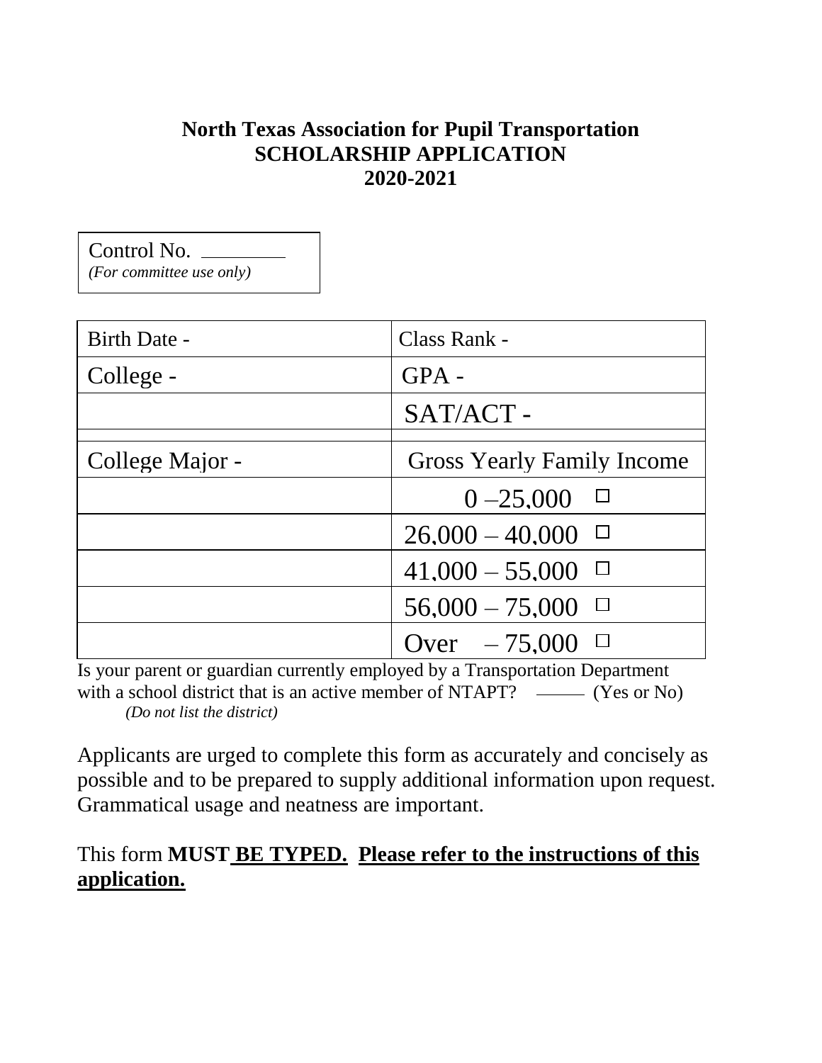**North Texas Association for Pupil Transportation**
**SCHOLARSHIP APPLICATION**
**2020-2021**

Control No. ________
*(For committee use only)*

| Birth Date - | Class Rank - |
|---|---|
| College - | GPA - |
| | SAT/ACT - |
| | |
| College Major - | Gross Yearly Family Income |
| | 0 –25,000 ☐ |
| | 26,000 – 40,000 ☐ |
| | 41,000 – 55,000 ☐ |
| | 56,000 – 75,000 ☐ |
| | Over – 75,000 ☐ |

Is your parent or guardian currently employed by a Transportation Department with a school district that is an active member of NTAPT? ______ (Yes or No)
*(Do not list the district)*

Applicants are urged to complete this form as accurately and concisely as possible and to be prepared to supply additional information upon request. Grammatical usage and neatness are important.

This form **MUST BE TYPED. Please refer to the instructions of this application.**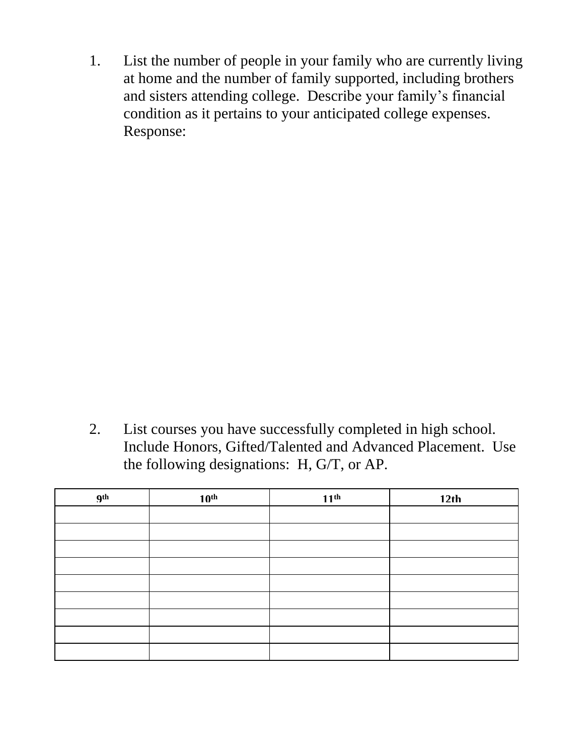1. List the number of people in your family who are currently living at home and the number of family supported, including brothers and sisters attending college. Describe your family's financial condition as it pertains to your anticipated college expenses.
   Response:

2. List courses you have successfully completed in high school. Include Honors, Gifted/Talented and Advanced Placement. Use the following designations: H, G/T, or AP.

| 9th | 10th | 11th | 12th |
|---|---|---|---|
| | | | |
| | | | |
| | | | |
| | | | |
| | | | |
| | | | |
| | | | |
| | | | |
| | | | |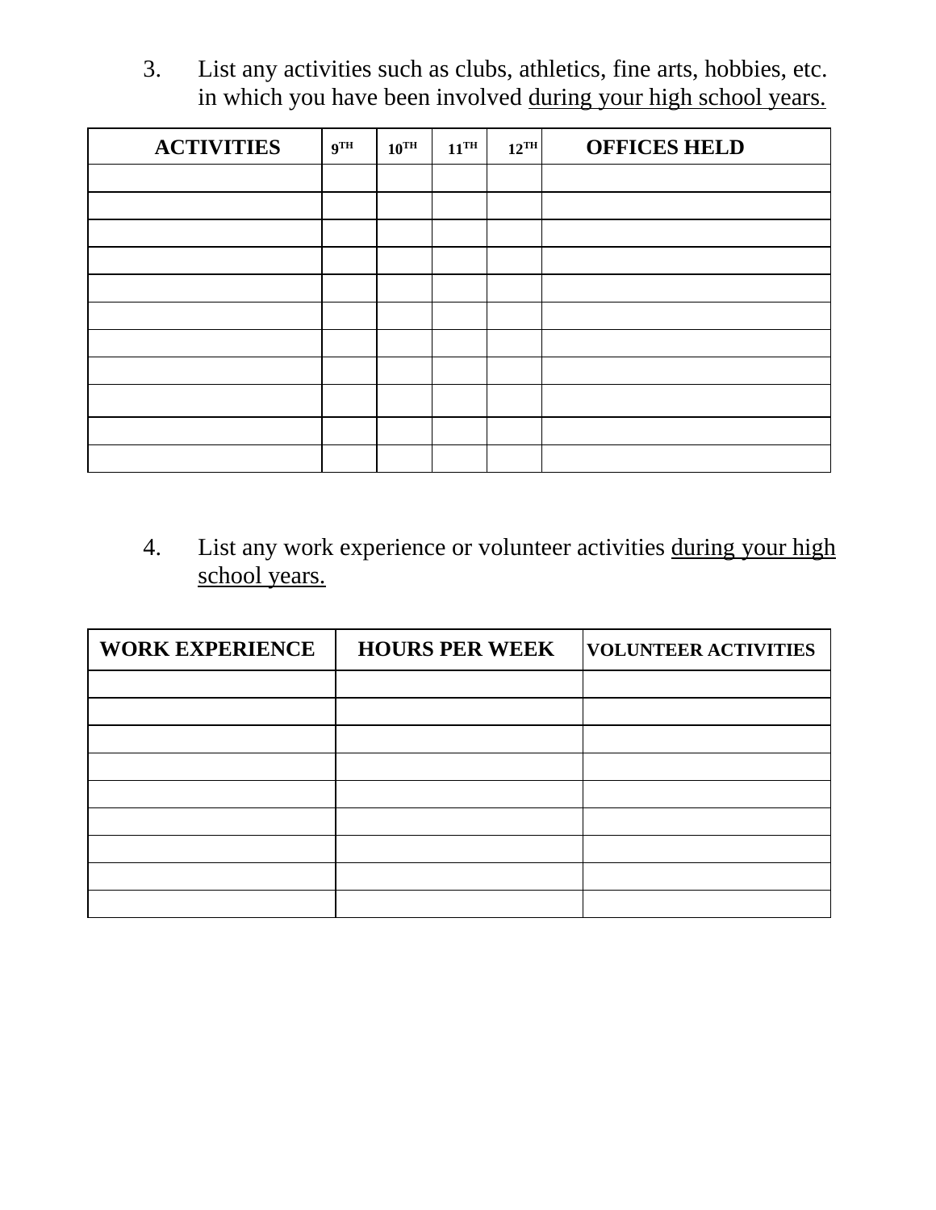3. List any activities such as clubs, athletics, fine arts, hobbies, etc. in which you have been involved <u>during your high school years.</u>

| ACTIVITIES | 9TH | 10TH | 11TH | 12TH | OFFICES HELD |
|---|---|---|---|---|---|
| | | | | | |
| | | | | | |
| | | | | | |
| | | | | | |
| | | | | | |
| | | | | | |
| | | | | | |
| | | | | | |
| | | | | | |
| | | | | | |
| | | | | | |

4. List any work experience or volunteer activities <u>during your high school years.</u>

| WORK EXPERIENCE | HOURS PER WEEK | VOLUNTEER ACTIVITIES |
|---|---|---|
| | | |
| | | |
| | | |
| | | |
| | | |
| | | |
| | | |
| | | |
| | | |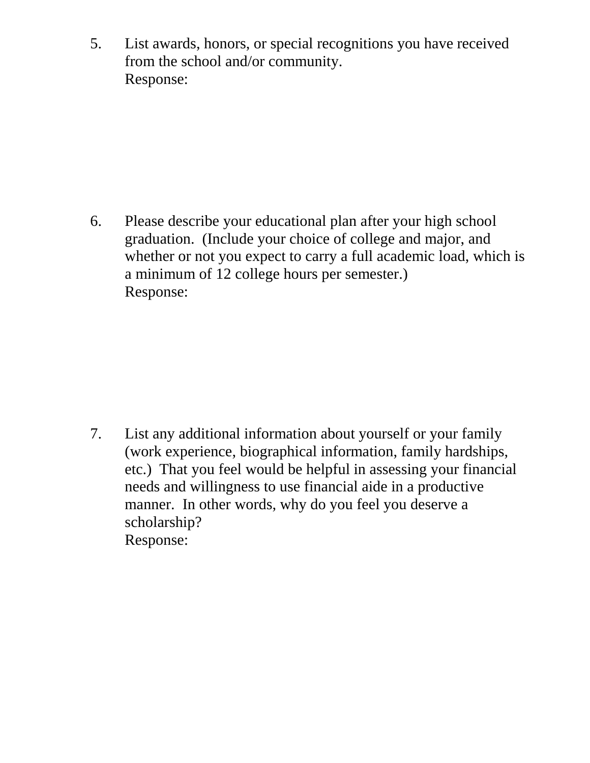5. List awards, honors, or special recognitions you have received from the school and/or community.
   Response:

6. Please describe your educational plan after your high school graduation. (Include your choice of college and major, and whether or not you expect to carry a full academic load, which is a minimum of 12 college hours per semester.)
   Response:

7. List any additional information about yourself or your family (work experience, biographical information, family hardships, etc.) That you feel would be helpful in assessing your financial needs and willingness to use financial aide in a productive manner. In other words, why do you feel you deserve a scholarship?
   Response: